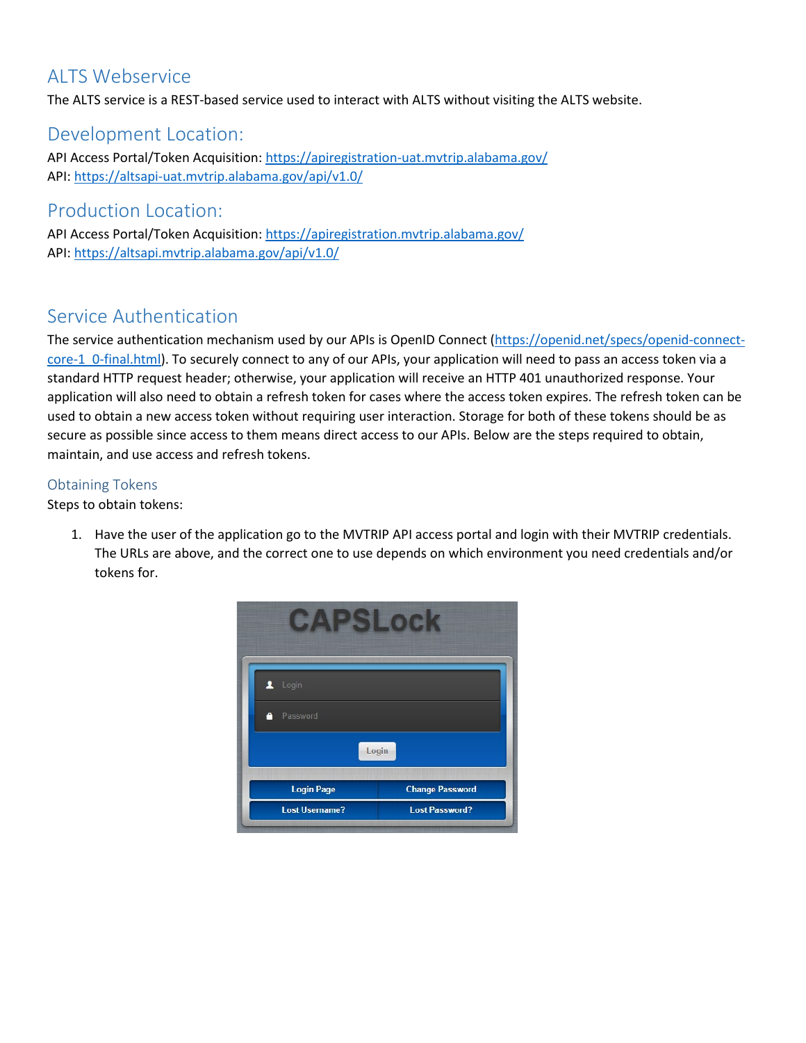# ALTS Webservice

The ALTS service is a REST-based service used to interact with ALTS without visiting the ALTS website.

## Development Location:

API Access Portal/Token Acquisition: https://apiregistration-uat.mvtrip.alabama.gov/
API: https://altsapi-uat.mvtrip.alabama.gov/api/v1.0/

## Production Location:

API Access Portal/Token Acquisition: https://apiregistration.mvtrip.alabama.gov/
API: https://altsapi.mvtrip.alabama.gov/api/v1.0/

## Service Authentication

The service authentication mechanism used by our APIs is OpenID Connect (https://openid.net/specs/openid-connect-core-1_0-final.html). To securely connect to any of our APIs, your application will need to pass an access token via a standard HTTP request header; otherwise, your application will receive an HTTP 401 unauthorized response. Your application will also need to obtain a refresh token for cases where the access token expires. The refresh token can be used to obtain a new access token without requiring user interaction. Storage for both of these tokens should be as secure as possible since access to them means direct access to our APIs. Below are the steps required to obtain, maintain, and use access and refresh tokens.

### Obtaining Tokens

Steps to obtain tokens:

1. Have the user of the application go to the MVTRIP API access portal and login with their MVTRIP credentials. The URLs are above, and the correct one to use depends on which environment you need credentials and/or tokens for.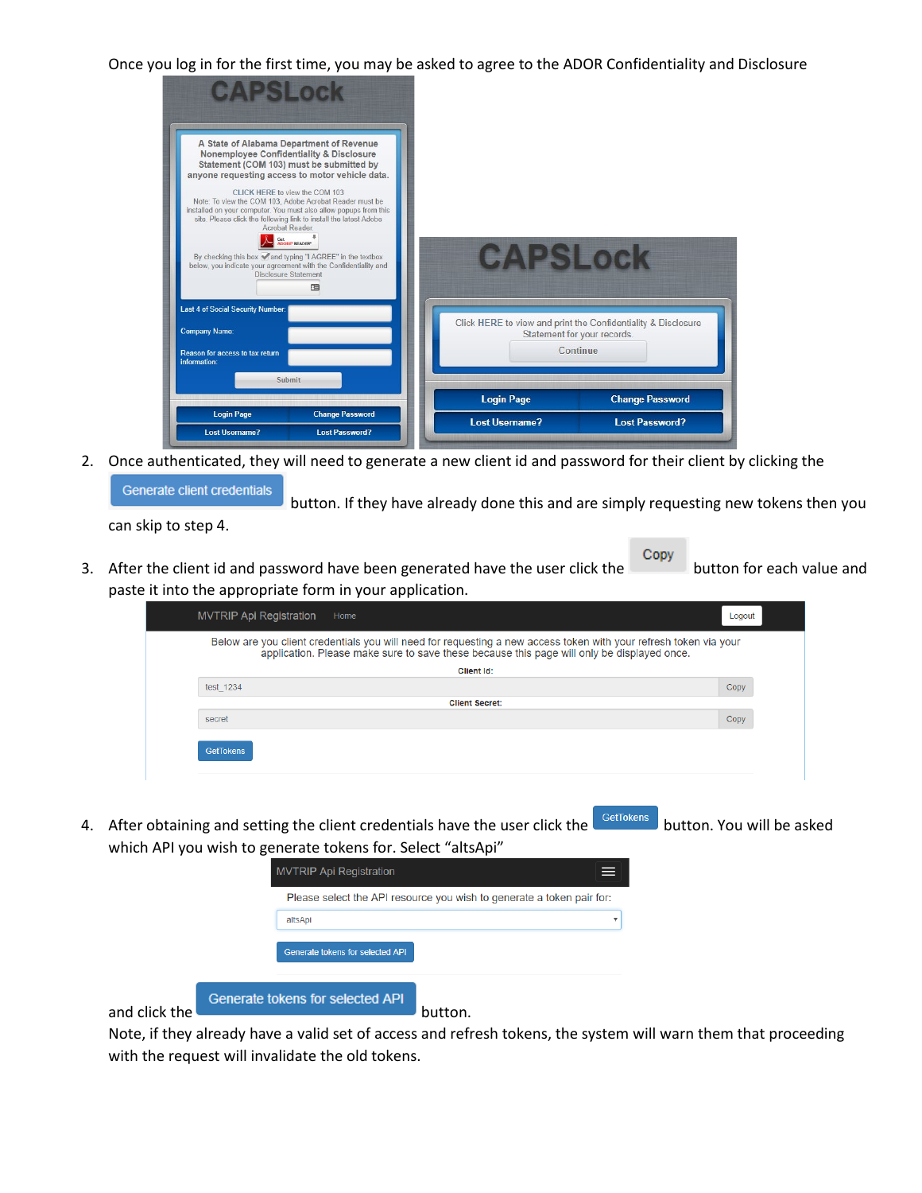Once you log in for the first time, you may be asked to agree to the ADOR Confidentiality and Disclosure

CAPSLock

A State of Alabama Department of Revenue Nonemployee Confidentiality & Disclosure Statement (COM 103) must be submitted by anyone requesting access to motor vehicle data.

CLICK HERE to view the COM 103
Note: To view the COM 103, Adobe Acrobat Reader must be installed on your computer. You must also allow popups from this site. Please click the following link to install the latest Adobe Acrobat Reader.

By checking this box and typing "I AGREE" in the textbox below, you indicate your agreement with the Confidentiality and Disclosure Statement

Last 4 of Social Security Number:
Company Name:
Reason for access to tax return information:

Submit

Login Page | Change Password
Lost Username? | Lost Password?

CAPSLock

Click HERE to view and print the Confidentiality & Disclosure Statement for your records

Continue

Login Page | Change Password
Lost Username? | Lost Password?

2. Once authenticated, they will need to generate a new client id and password for their client by clicking the **Generate client credentials** button. If they have already done this and are simply requesting new tokens then you can skip to step 4.

3. After the client id and password have been generated have the user click the **Copy** button for each value and paste it into the appropriate form in your application.

MVTRIP Api Registration | Home | Logout

Below are you client credentials you will need for requesting a new access token with your refresh token via your application. Please make sure to save these because this page will only be displayed once.

Client Id:
test_1234 | Copy

Client Secret:
secret | Copy

GetTokens

4. After obtaining and setting the client credentials have the user click the **GetTokens** button. You will be asked which API you wish to generate tokens for. Select "altsApi"

MVTRIP Api Registration

Please select the API resource you wish to generate a token pair for:

altsApi

Generate tokens for selected API

and click the **Generate tokens for selected API** button.

Note, if they already have a valid set of access and refresh tokens, the system will warn them that proceeding with the request will invalidate the old tokens.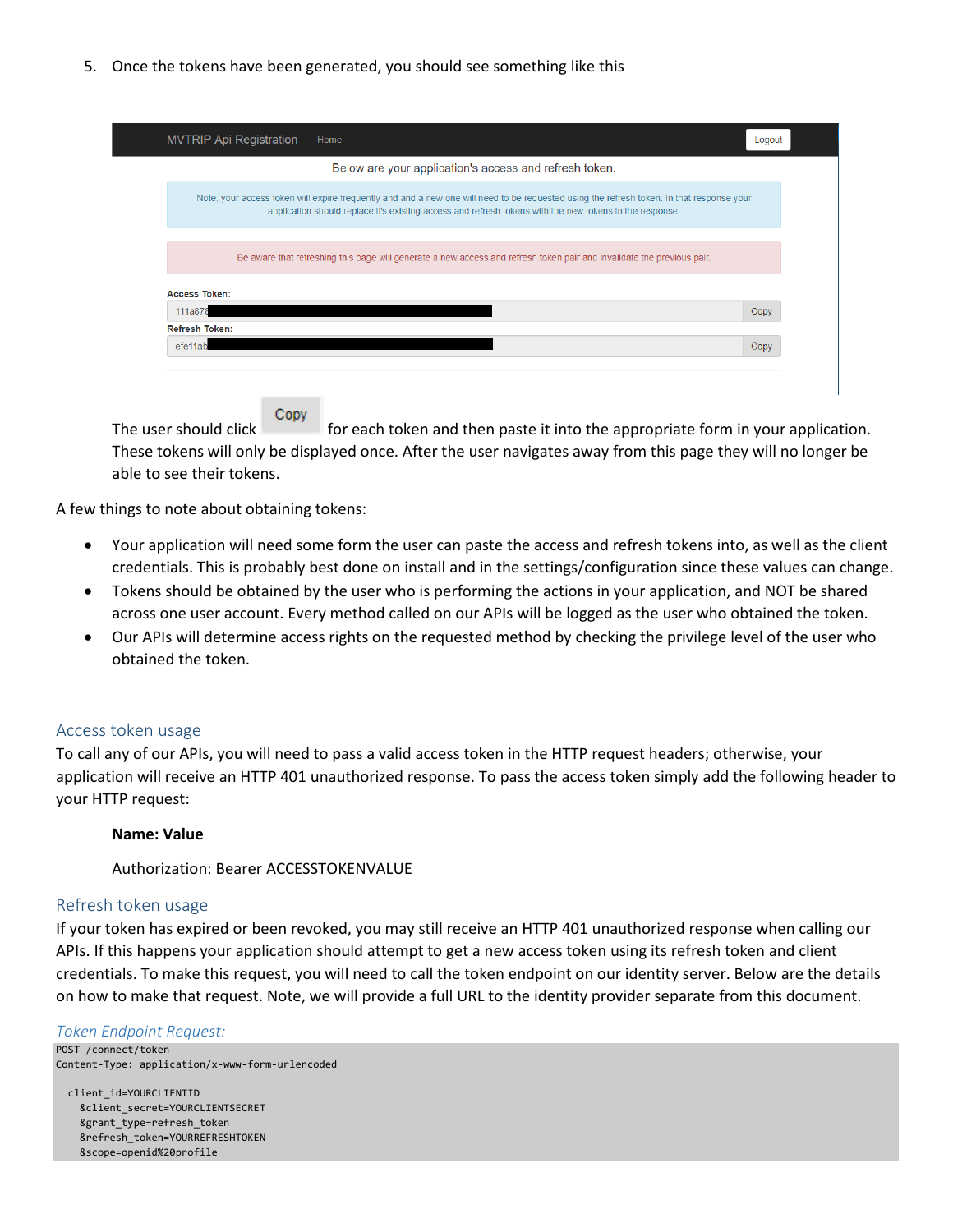5. Once the tokens have been generated, you should see something like this

   The user should click Copy for each token and then paste it into the appropriate form in your application. These tokens will only be displayed once. After the user navigates away from this page they will no longer be able to see their tokens.

A few things to note about obtaining tokens:

- Your application will need some form the user can paste the access and refresh tokens into, as well as the client credentials. This is probably best done on install and in the settings/configuration since these values can change.
- Tokens should be obtained by the user who is performing the actions in your application, and NOT be shared across one user account. Every method called on our APIs will be logged as the user who obtained the token.
- Our APIs will determine access rights on the requested method by checking the privilege level of the user who obtained the token.

## Access token usage

To call any of our APIs, you will need to pass a valid access token in the HTTP request headers; otherwise, your application will receive an HTTP 401 unauthorized response. To pass the access token simply add the following header to your HTTP request:

**Name: Value**

Authorization: Bearer ACCESSTOKENVALUE

## Refresh token usage

If your token has expired or been revoked, you may still receive an HTTP 401 unauthorized response when calling our APIs. If this happens your application should attempt to get a new access token using its refresh token and client credentials. To make this request, you will need to call the token endpoint on our identity server. Below are the details on how to make that request. Note, we will provide a full URL to the identity provider separate from this document.

### *Token Endpoint Request:*

```
POST /connect/token
Content-Type: application/x-www-form-urlencoded

  client_id=YOURCLIENTID
    &client_secret=YOURCLIENTSECRET
    &grant_type=refresh_token
    &refresh_token=YOURREFRESHTOKEN
    &scope=openid%20profile
```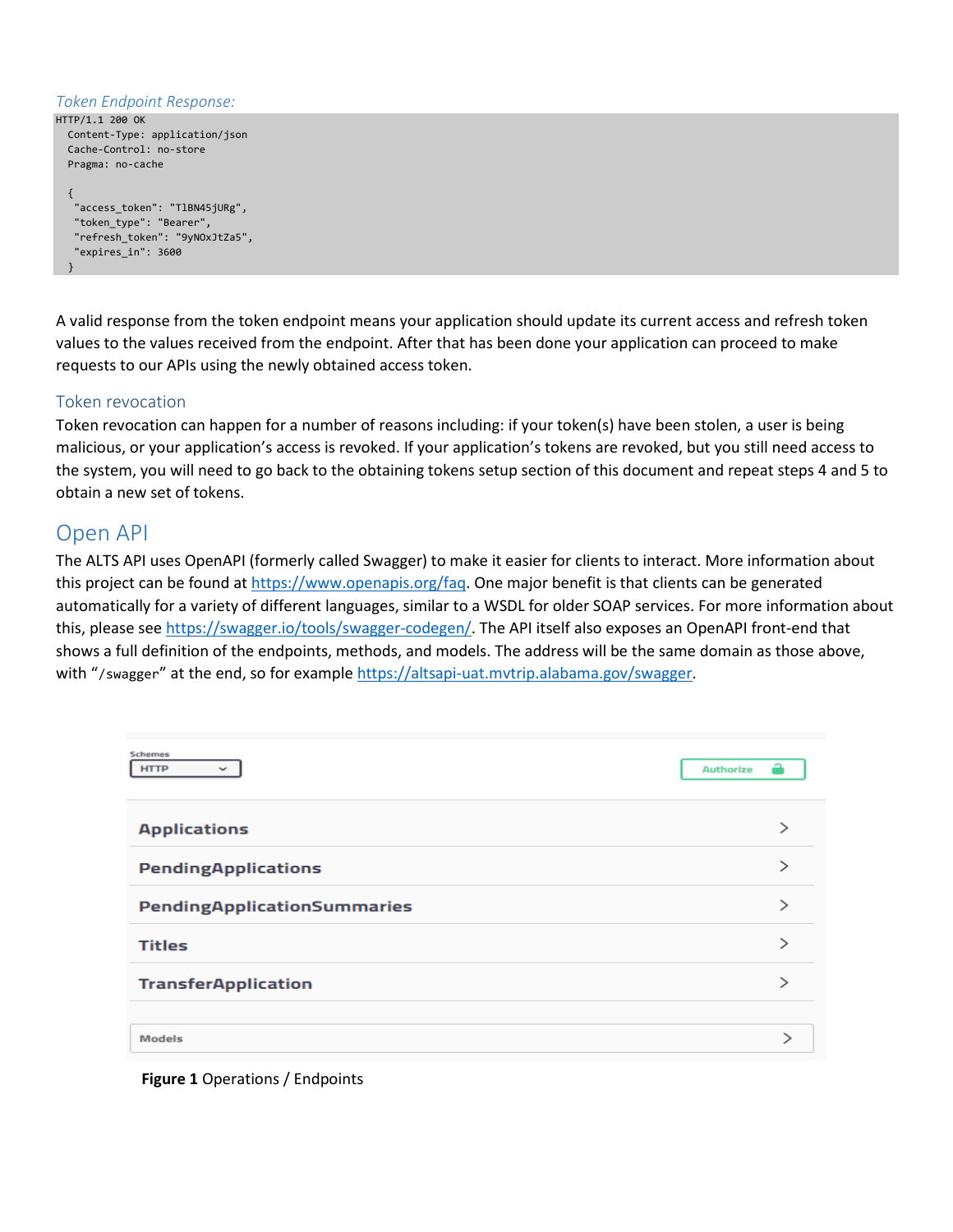*Token Endpoint Response:*

```
HTTP/1.1 200 OK
  Content-Type: application/json
  Cache-Control: no-store
  Pragma: no-cache

  {
   "access_token": "T1BN45jURg",
   "token_type": "Bearer",
   "refresh_token": "9yNOxJtZa5",
   "expires_in": 3600
  }
```

A valid response from the token endpoint means your application should update its current access and refresh token values to the values received from the endpoint. After that has been done your application can proceed to make requests to our APIs using the newly obtained access token.

### Token revocation

Token revocation can happen for a number of reasons including: if your token(s) have been stolen, a user is being malicious, or your application's access is revoked. If your application's tokens are revoked, but you still need access to the system, you will need to go back to the obtaining tokens setup section of this document and repeat steps 4 and 5 to obtain a new set of tokens.

## Open API

The ALTS API uses OpenAPI (formerly called Swagger) to make it easier for clients to interact. More information about this project can be found at https://www.openapis.org/faq. One major benefit is that clients can be generated automatically for a variety of different languages, similar to a WSDL for older SOAP services. For more information about this, please see https://swagger.io/tools/swagger-codegen/. The API itself also exposes an OpenAPI front-end that shows a full definition of the endpoints, methods, and models. The address will be the same domain as those above, with "`/swagger`" at the end, so for example https://altsapi-uat.mvtrip.alabama.gov/swagger.

Schemes: HTTP | Authorize

- Applications
- PendingApplications
- PendingApplicationSummaries
- Titles
- TransferApplication
- Models

**Figure 1** Operations / Endpoints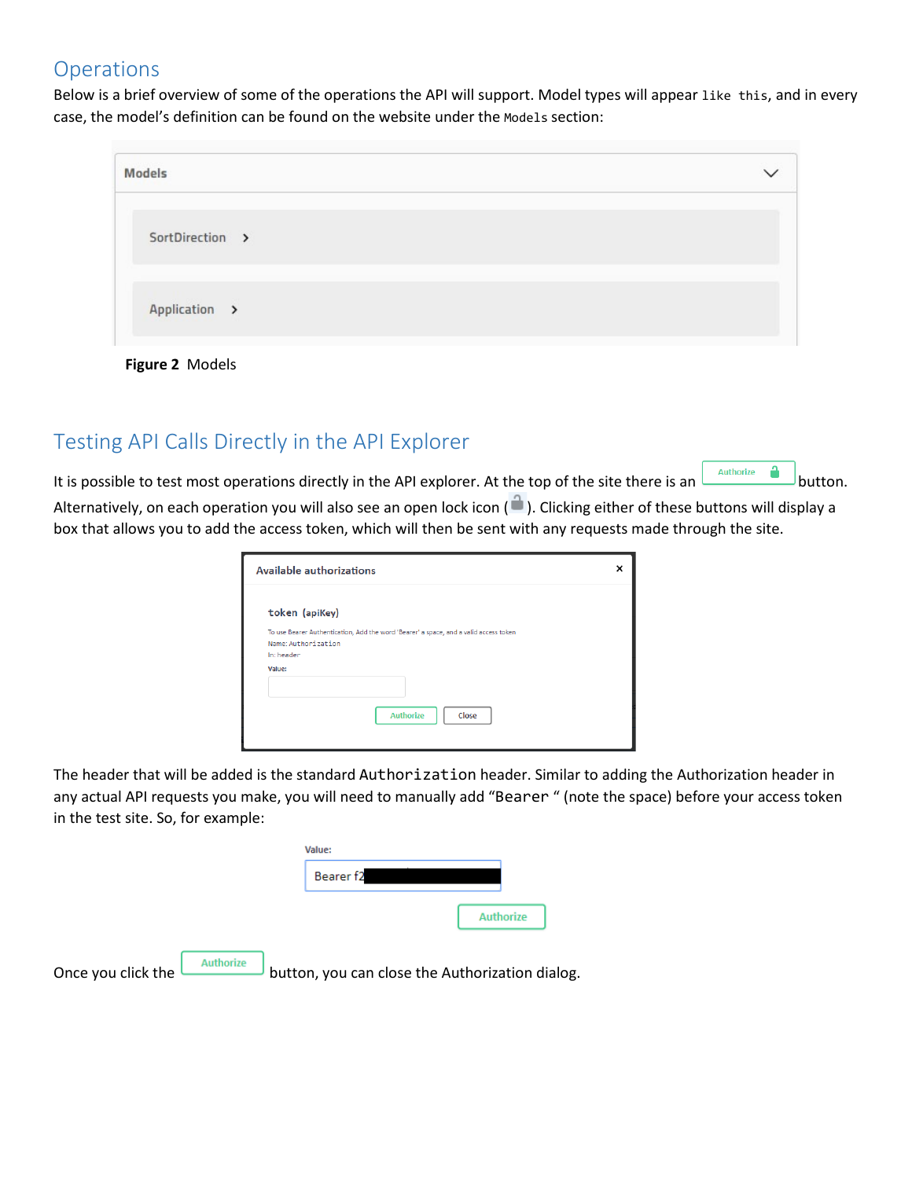## Operations

Below is a brief overview of some of the operations the API will support. Model types will appear `like this`, and in every case, the model's definition can be found on the website under the `Models` section:

**Figure 2** Models

## Testing API Calls Directly in the API Explorer

It is possible to test most operations directly in the API explorer. At the top of the site there is an Authorize button. Alternatively, on each operation you will also see an open lock icon ( ). Clicking either of these buttons will display a box that allows you to add the access token, which will then be sent with any requests made through the site.

The header that will be added is the standard `Authorization` header. Similar to adding the Authorization header in any actual API requests you make, you will need to manually add "`Bearer` " (note the space) before your access token in the test site. So, for example:

Once you click the Authorize button, you can close the Authorization dialog.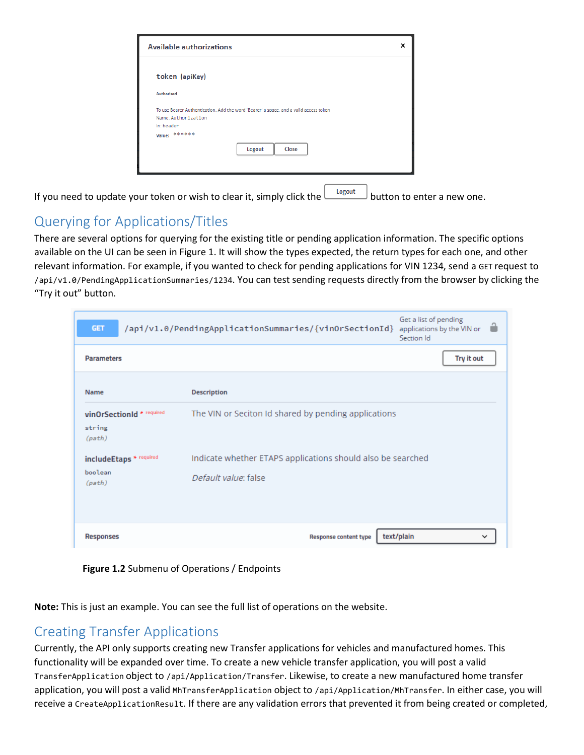Available authorizations

token (apiKey)

Authorized

To use Bearer Authentication, Add the word 'Bearer' a space, and a valid access token
Name: Authorization
In: header
Value: ******

Logout Close

If you need to update your token or wish to clear it, simply click the Logout button to enter a new one.

## Querying for Applications/Titles

There are several options for querying for the existing title or pending application information. The specific options available on the UI can be seen in Figure 1. It will show the types expected, the return types for each one, and other relevant information. For example, if you wanted to check for pending applications for VIN 1234, send a `GET` request to `/api/v1.0/PendingApplicationSummaries/1234`. You can test sending requests directly from the browser by clicking the "Try it out" button.

GET `/api/v1.0/PendingApplicationSummaries/{vinOrSectionId}` Get a list of pending applications by the VIN or Section Id

Parameters — Try it out

| Name | Description |
|---|---|
| **vinOrSectionId** * required<br>string<br>*(path)* | The VIN or Seciton Id shared by pending applications |
| **includeEtaps** * required<br>boolean<br>*(path)* | Indicate whether ETAPS applications should also be searched<br>*Default value*: false |

Responses — Response content type: text/plain

**Figure 1.2** Submenu of Operations / Endpoints

**Note:** This is just an example. You can see the full list of operations on the website.

## Creating Transfer Applications

Currently, the API only supports creating new Transfer applications for vehicles and manufactured homes. This functionality will be expanded over time. To create a new vehicle transfer application, you will post a valid `TransferApplication` object to `/api/Application/Transfer`. Likewise, to create a new manufactured home transfer application, you will post a valid `MhTransferApplication` object to `/api/Application/MhTransfer`. In either case, you will receive a `CreateApplicationResult`. If there are any validation errors that prevented it from being created or completed,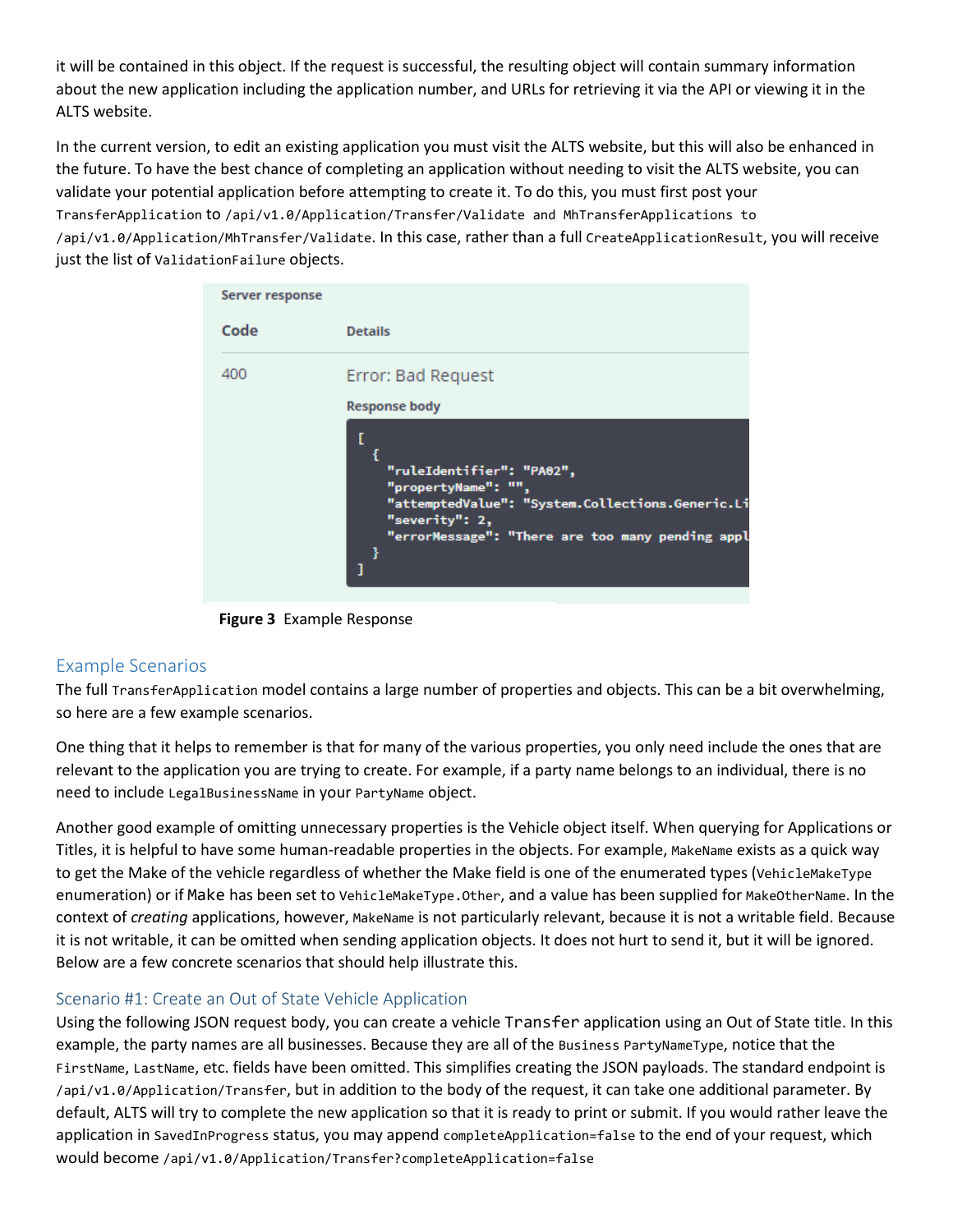it will be contained in this object. If the request is successful, the resulting object will contain summary information about the new application including the application number, and URLs for retrieving it via the API or viewing it in the ALTS website.

In the current version, to edit an existing application you must visit the ALTS website, but this will also be enhanced in the future. To have the best chance of completing an application without needing to visit the ALTS website, you can validate your potential application before attempting to create it. To do this, you must first post your `TransferApplication` to `/api/v1.0/Application/Transfer/Validate and MhTransferApplications to /api/v1.0/Application/MhTransfer/Validate`. In this case, rather than a full `CreateApplicationResult`, you will receive just the list of `ValidationFailure` objects.

Server response

| Code | Details |
|---|---|
| 400 | Error: Bad Request |

Response body

```
[
  {
    "ruleIdentifier": "PA02",
    "propertyName": "",
    "attemptedValue": "System.Collections.Generic.Li
    "severity": 2,
    "errorMessage": "There are too many pending appl
  }
]
```

**Figure 3** Example Response

## Example Scenarios

The full `TransferApplication` model contains a large number of properties and objects. This can be a bit overwhelming, so here are a few example scenarios.

One thing that it helps to remember is that for many of the various properties, you only need include the ones that are relevant to the application you are trying to create. For example, if a party name belongs to an individual, there is no need to include `LegalBusinessName` in your `PartyName` object.

Another good example of omitting unnecessary properties is the Vehicle object itself. When querying for Applications or Titles, it is helpful to have some human-readable properties in the objects. For example, `MakeName` exists as a quick way to get the Make of the vehicle regardless of whether the Make field is one of the enumerated types (`VehicleMakeType` enumeration) or if Make has been set to `VehicleMakeType.Other`, and a value has been supplied for `MakeOtherName`. In the context of *creating* applications, however, `MakeName` is not particularly relevant, because it is not a writable field. Because it is not writable, it can be omitted when sending application objects. It does not hurt to send it, but it will be ignored. Below are a few concrete scenarios that should help illustrate this.

### Scenario #1: Create an Out of State Vehicle Application

Using the following JSON request body, you can create a vehicle `Transfer` application using an Out of State title. In this example, the party names are all businesses. Because they are all of the `Business PartyNameType`, notice that the `FirstName`, `LastName`, etc. fields have been omitted. This simplifies creating the JSON payloads. The standard endpoint is `/api/v1.0/Application/Transfer`, but in addition to the body of the request, it can take one additional parameter. By default, ALTS will try to complete the new application so that it is ready to print or submit. If you would rather leave the application in `SavedInProgress` status, you may append `completeApplication=false` to the end of your request, which would become `/api/v1.0/Application/Transfer?completeApplication=false`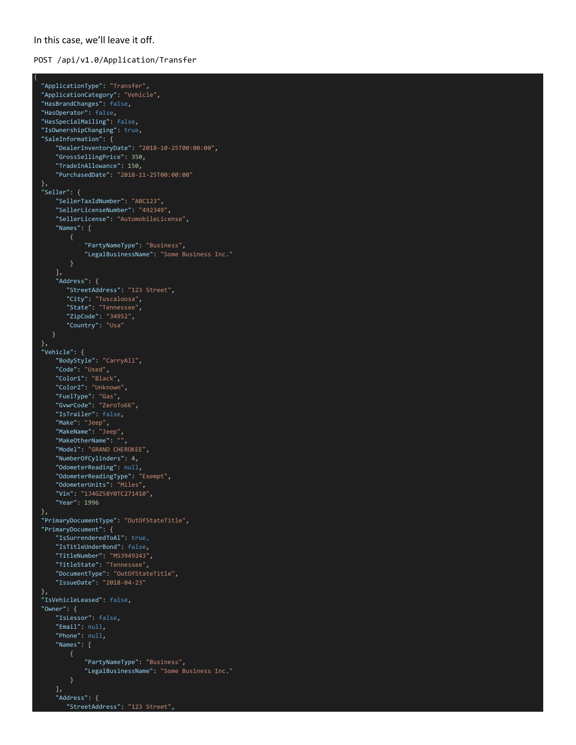In this case, we'll leave it off.

```
POST /api/v1.0/Application/Transfer
```

```
{
  "ApplicationType": "Transfer",
  "ApplicationCategory": "Vehicle",
  "HasBrandChanges": false,
  "HasOperator": false,
  "HasSpecialMailing": false,
  "IsOwnershipChanging": true,
  "SaleInformation": {
      "DealerInventoryDate": "2018-10-25T00:00:00",
      "GrossSellingPrice": 350,
      "TradeInAllowance": 150,
      "PurchasedDate": "2018-11-25T00:00:00"
  },
  "Seller": {
      "SellerTaxIdNumber": "ABC123",
      "SellerLicenseNumber": "492349",
      "SellerLicense": "AutomobileLicense",
      "Names": [
          {
              "PartyNameType": "Business",
              "LegalBusinessName": "Some Business Inc."
          }
      ],
      "Address": {
         "StreetAddress": "123 Street",
         "City": "Tuscaloosa",
         "State": "Tennessee",
         "ZipCode": "34952",
         "Country": "Usa"
     }
  },
  "Vehicle": {
      "BodyStyle": "CarryAll",
      "Code": "Used",
      "Color1": "Black",
      "Color2": "Unknown",
      "FuelType": "Gas",
      "GvwrCode": "ZeroTo6K",
      "IsTrailer": false,
      "Make": "Jeep",
      "MakeName": "Jeep",
      "MakeOtherName": "",
      "Model": "GRAND CHEROKEE",
      "NumberOfCylinders": 4,
      "OdometerReading": null,
      "OdometerReadingType": "Exempt",
      "OdometerUnits": "Miles",
      "Vin": "1J4GZ58Y0TC271410",
      "Year": 1996
  },
  "PrimaryDocumentType": "OutOfStateTitle",
  "PrimaryDocument": {
      "IsSurrenderedToAl": true,
      "IsTitleUnderBond": false,
      "TitleNumber": "MS3949243",
      "TitleState": "Tennessee",
      "DocumentType": "OutOfStateTitle",
      "IssueDate": "2018-04-23"
  },
  "IsVehicleLeased": false,
  "Owner": {
      "IsLessor": false,
      "Email": null,
      "Phone": null,
      "Names": [
          {
              "PartyNameType": "Business",
              "LegalBusinessName": "Some Business Inc."
          }
      ],
      "Address": {
         "StreetAddress": "123 Street",
```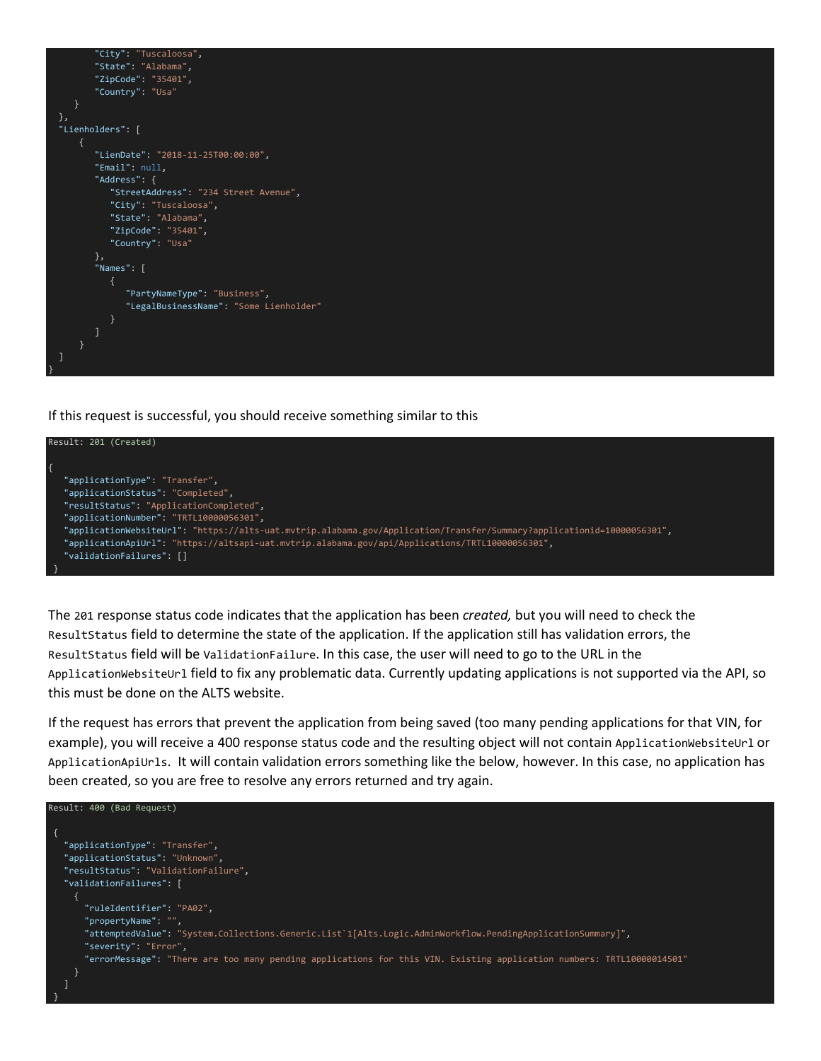```
        "City": "Tuscaloosa",
        "State": "Alabama",
        "ZipCode": "35401",
        "Country": "Usa"
    }
  },
  "Lienholders": [
     {
        "LienDate": "2018-11-25T00:00:00",
        "Email": null,
        "Address": {
           "StreetAddress": "234 Street Avenue",
           "City": "Tuscaloosa",
           "State": "Alabama",
           "ZipCode": "35401",
           "Country": "Usa"
        },
        "Names": [
           {
              "PartyNameType": "Business",
              "LegalBusinessName": "Some Lienholder"
           }
        ]
     }
  ]
}
```

If this request is successful, you should receive something similar to this

```
Result: 201 (Created)

{
   "applicationType": "Transfer",
   "applicationStatus": "Completed",
   "resultStatus": "ApplicationCompleted",
   "applicationNumber": "TRTL10000056301",
   "applicationWebsiteUrl": "https://alts-uat.mvtrip.alabama.gov/Application/Transfer/Summary?applicationid=10000056301",
   "applicationApiUrl": "https://altsapi-uat.mvtrip.alabama.gov/api/Applications/TRTL10000056301",
   "validationFailures": []
 }
```

The `201` response status code indicates that the application has been *created,* but you will need to check the `ResultStatus` field to determine the state of the application. If the application still has validation errors, the `ResultStatus` field will be `ValidationFailure`. In this case, the user will need to go to the URL in the `ApplicationWebsiteUrl` field to fix any problematic data. Currently updating applications is not supported via the API, so this must be done on the ALTS website.

If the request has errors that prevent the application from being saved (too many pending applications for that VIN, for example), you will receive a 400 response status code and the resulting object will not contain `ApplicationWebsiteUrl` or `ApplicationApiUrls`. It will contain validation errors something like the below, however. In this case, no application has been created, so you are free to resolve any errors returned and try again.

```
Result: 400 (Bad Request)

 {
   "applicationType": "Transfer",
   "applicationStatus": "Unknown",
   "resultStatus": "ValidationFailure",
   "validationFailures": [
     {
       "ruleIdentifier": "PA02",
       "propertyName": "",
       "attemptedValue": "System.Collections.Generic.List`1[Alts.Logic.AdminWorkflow.PendingApplicationSummary]",
       "severity": "Error",
       "errorMessage": "There are too many pending applications for this VIN. Existing application numbers: TRTL10000014501"
     }
   ]
 }
```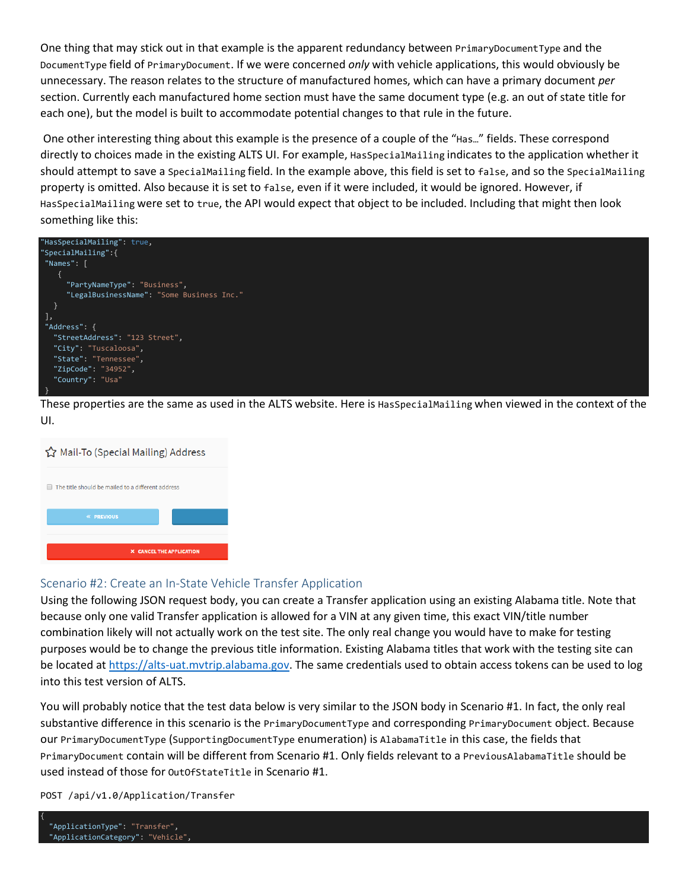One thing that may stick out in that example is the apparent redundancy between `PrimaryDocumentType` and the `DocumentType` field of `PrimaryDocument`. If we were concerned *only* with vehicle applications, this would obviously be unnecessary. The reason relates to the structure of manufactured homes, which can have a primary document *per* section. Currently each manufactured home section must have the same document type (e.g. an out of state title for each one), but the model is built to accommodate potential changes to that rule in the future.

One other interesting thing about this example is the presence of a couple of the "`Has…`" fields. These correspond directly to choices made in the existing ALTS UI. For example, `HasSpecialMailing` indicates to the application whether it should attempt to save a `SpecialMailing` field. In the example above, this field is set to `false`, and so the `SpecialMailing` property is omitted. Also because it is set to `false`, even if it were included, it would be ignored. However, if `HasSpecialMailing` were set to `true`, the API would expect that object to be included. Including that might then look something like this:

```
"HasSpecialMailing": true,
"SpecialMailing":{
 "Names": [
    {
      "PartyNameType": "Business",
      "LegalBusinessName": "Some Business Inc."
   }
 ],
 "Address": {
   "StreetAddress": "123 Street",
   "City": "Tuscaloosa",
   "State": "Tennessee",
   "ZipCode": "34952",
   "Country": "Usa"
 }
```

These properties are the same as used in the ALTS website. Here is `HasSpecialMailing` when viewed in the context of the UI.

Mail-To (Special Mailing) Address

The title should be mailed to a different address

PREVIOUS

CANCEL THE APPLICATION

## Scenario #2: Create an In-State Vehicle Transfer Application

Using the following JSON request body, you can create a Transfer application using an existing Alabama title. Note that because only one valid Transfer application is allowed for a VIN at any given time, this exact VIN/title number combination likely will not actually work on the test site. The only real change you would have to make for testing purposes would be to change the previous title information. Existing Alabama titles that work with the testing site can be located at https://alts-uat.mvtrip.alabama.gov. The same credentials used to obtain access tokens can be used to log into this test version of ALTS.

You will probably notice that the test data below is very similar to the JSON body in Scenario #1. In fact, the only real substantive difference in this scenario is the `PrimaryDocumentType` and corresponding `PrimaryDocument` object. Because our `PrimaryDocumentType` (`SupportingDocumentType` enumeration) is `AlabamaTitle` in this case, the fields that `PrimaryDocument` contain will be different from Scenario #1. Only fields relevant to a `PreviousAlabamaTitle` should be used instead of those for `OutOfStateTitle` in Scenario #1.

```
POST /api/v1.0/Application/Transfer
```

```
{
  "ApplicationType": "Transfer",
  "ApplicationCategory": "Vehicle",
```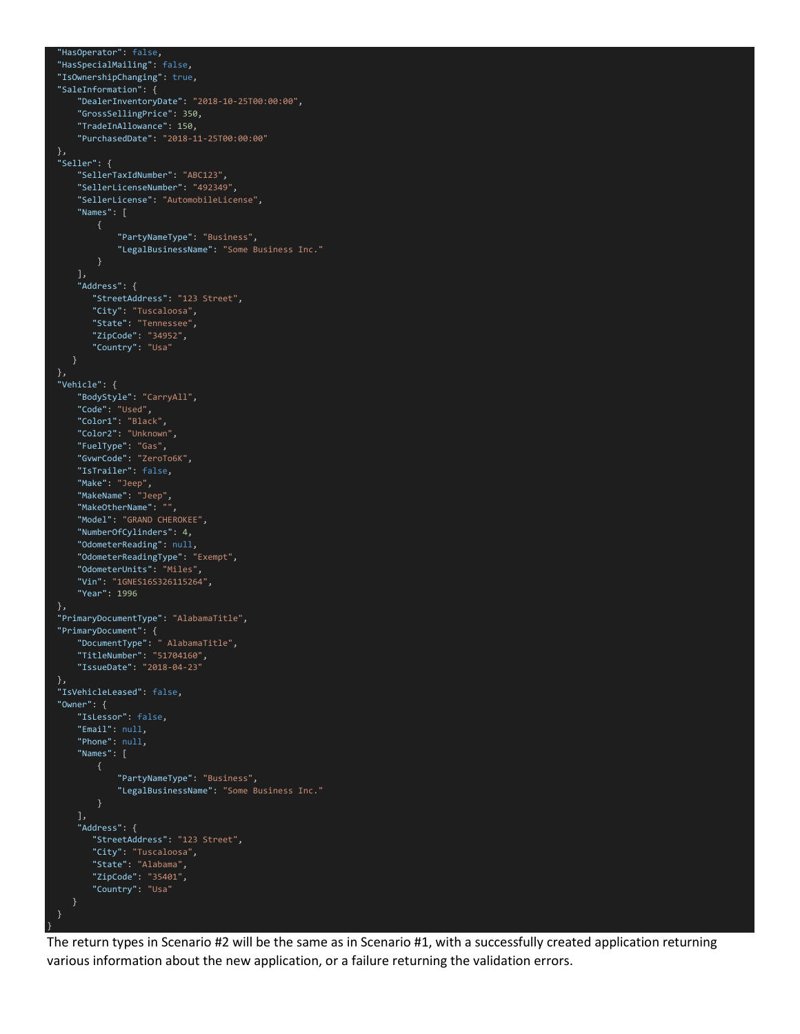```
    "HasOperator": false,
    "HasSpecialMailing": false,
    "IsOwnershipChanging": true,
    "SaleInformation": {
        "DealerInventoryDate": "2018-10-25T00:00:00",
        "GrossSellingPrice": 350,
        "TradeInAllowance": 150,
        "PurchasedDate": "2018-11-25T00:00:00"
    },
    "Seller": {
        "SellerTaxIdNumber": "ABC123",
        "SellerLicenseNumber": "492349",
        "SellerLicense": "AutomobileLicense",
        "Names": [
            {
                "PartyNameType": "Business",
                "LegalBusinessName": "Some Business Inc."
            }
        ],
        "Address": {
           "StreetAddress": "123 Street",
           "City": "Tuscaloosa",
           "State": "Tennessee",
           "ZipCode": "34952",
           "Country": "Usa"
       }
    },
    "Vehicle": {
        "BodyStyle": "CarryAll",
        "Code": "Used",
        "Color1": "Black",
        "Color2": "Unknown",
        "FuelType": "Gas",
        "GvwrCode": "ZeroTo6K",
        "IsTrailer": false,
        "Make": "Jeep",
        "MakeName": "Jeep",
        "MakeOtherName": "",
        "Model": "GRAND CHEROKEE",
        "NumberOfCylinders": 4,
        "OdometerReading": null,
        "OdometerReadingType": "Exempt",
        "OdometerUnits": "Miles",
        "Vin": "1GNES16S326115264",
        "Year": 1996
    },
    "PrimaryDocumentType": "AlabamaTitle",
    "PrimaryDocument": {
        "DocumentType": " AlabamaTitle",
        "TitleNumber": "51704160",
        "IssueDate": "2018-04-23"
    },
    "IsVehicleLeased": false,
    "Owner": {
        "IsLessor": false,
        "Email": null,
        "Phone": null,
        "Names": [
            {
                "PartyNameType": "Business",
                "LegalBusinessName": "Some Business Inc."
            }
        ],
        "Address": {
           "StreetAddress": "123 Street",
           "City": "Tuscaloosa",
           "State": "Alabama",
           "ZipCode": "35401",
           "Country": "Usa"
       }
    }
}
```

The return types in Scenario #2 will be the same as in Scenario #1, with a successfully created application returning various information about the new application, or a failure returning the validation errors.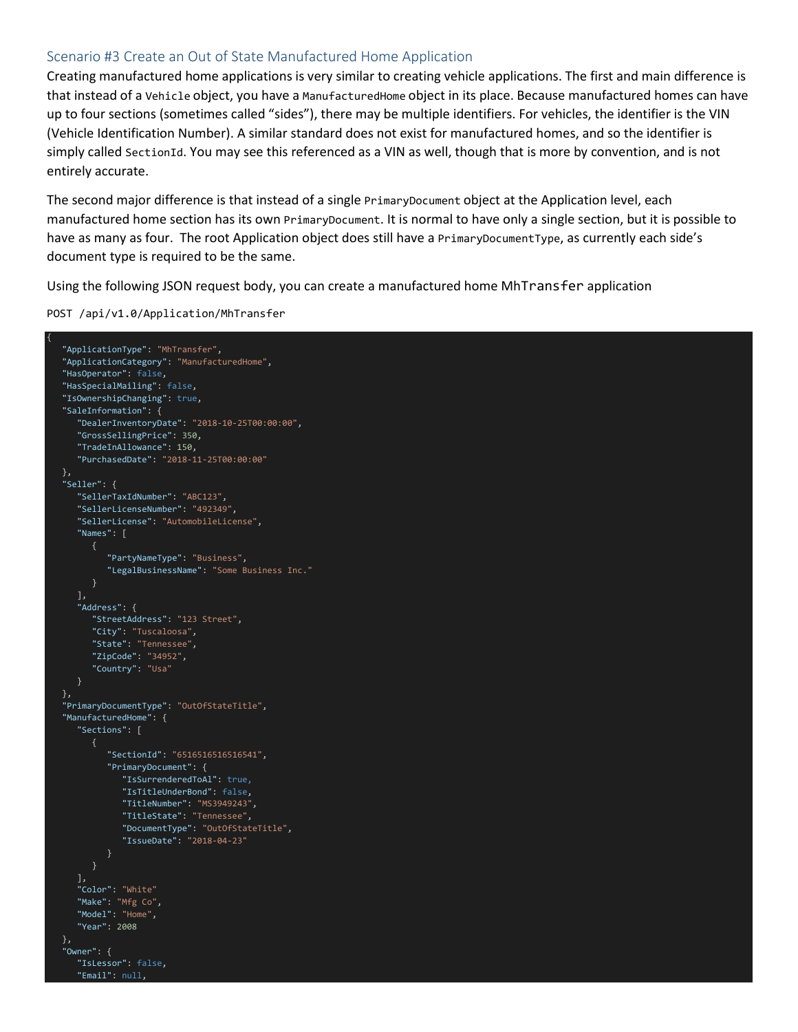### Scenario #3 Create an Out of State Manufactured Home Application

Creating manufactured home applications is very similar to creating vehicle applications. The first and main difference is that instead of a `Vehicle` object, you have a `ManufacturedHome` object in its place. Because manufactured homes can have up to four sections (sometimes called "sides"), there may be multiple identifiers. For vehicles, the identifier is the VIN (Vehicle Identification Number). A similar standard does not exist for manufactured homes, and so the identifier is simply called `SectionId`. You may see this referenced as a VIN as well, though that is more by convention, and is not entirely accurate.

The second major difference is that instead of a single `PrimaryDocument` object at the Application level, each manufactured home section has its own `PrimaryDocument`. It is normal to have only a single section, but it is possible to have as many as four. The root Application object does still have a `PrimaryDocumentType`, as currently each side's document type is required to be the same.

Using the following JSON request body, you can create a manufactured home `MhTransfer` application

`POST /api/v1.0/Application/MhTransfer`

```
{
   "ApplicationType": "MhTransfer",
   "ApplicationCategory": "ManufacturedHome",
   "HasOperator": false,
   "HasSpecialMailing": false,
   "IsOwnershipChanging": true,
   "SaleInformation": {
      "DealerInventoryDate": "2018-10-25T00:00:00",
      "GrossSellingPrice": 350,
      "TradeInAllowance": 150,
      "PurchasedDate": "2018-11-25T00:00:00"
   },
   "Seller": {
      "SellerTaxIdNumber": "ABC123",
      "SellerLicenseNumber": "492349",
      "SellerLicense": "AutomobileLicense",
      "Names": [
         {
            "PartyNameType": "Business",
            "LegalBusinessName": "Some Business Inc."
         }
      ],
      "Address": {
         "StreetAddress": "123 Street",
         "City": "Tuscaloosa",
         "State": "Tennessee",
         "ZipCode": "34952",
         "Country": "Usa"
      }
   },
   "PrimaryDocumentType": "OutOfStateTitle",
   "ManufacturedHome": {
      "Sections": [
         {
            "SectionId": "6516516516516541",
            "PrimaryDocument": {
               "IsSurrenderedToAl": true,
               "IsTitleUnderBond": false,
               "TitleNumber": "MS3949243",
               "TitleState": "Tennessee",
               "DocumentType": "OutOfStateTitle",
               "IssueDate": "2018-04-23"
            }
         }
      ],
      "Color": "White",
      "Make": "Mfg Co",
      "Model": "Home",
      "Year": 2008
   },
   "Owner": {
      "IsLessor": false,
      "Email": null,
```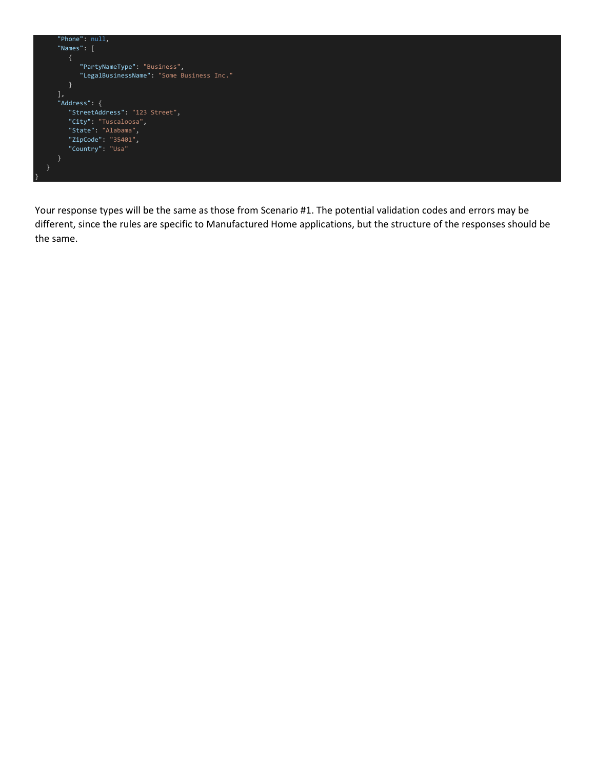```
      "Phone": null,
      "Names": [
         {
            "PartyNameType": "Business",
            "LegalBusinessName": "Some Business Inc."
         }
      ],
      "Address": {
         "StreetAddress": "123 Street",
         "City": "Tuscaloosa",
         "State": "Alabama",
         "ZipCode": "35401",
         "Country": "Usa"
      }
   }
}
```

Your response types will be the same as those from Scenario #1. The potential validation codes and errors may be different, since the rules are specific to Manufactured Home applications, but the structure of the responses should be the same.